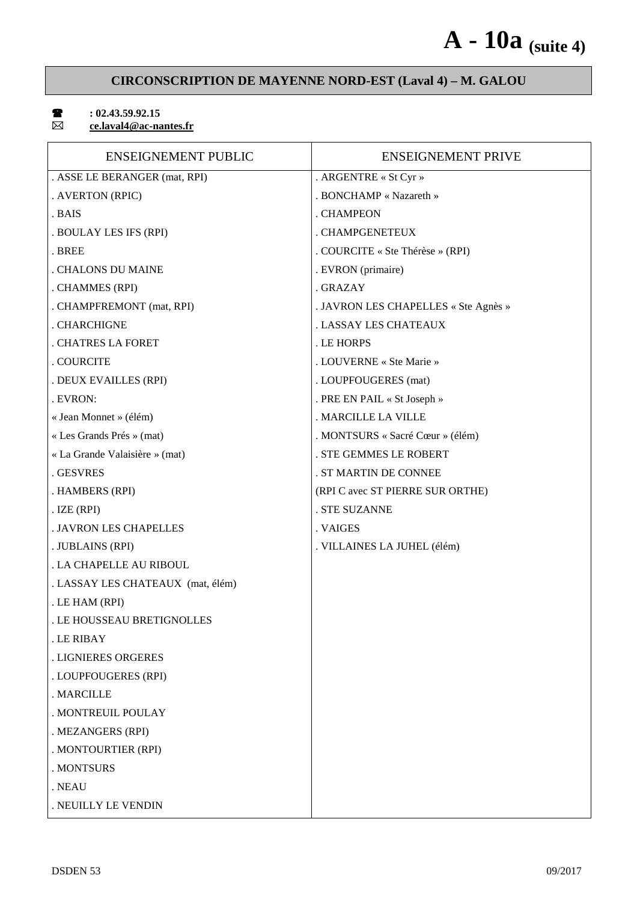# A - 10a (suite 4)

## CIRCONSCRIPTION DE MAYENNE NORD-EST (Laval 4) – M. GALOU

☎ **: 02.43.59.92.15**
✉ **ce.laval4@ac-nantes.fr**

| ENSEIGNEMENT PUBLIC | ENSEIGNEMENT PRIVE |
|---|---|
| . ASSE LE BERANGER (mat, RPI) | . ARGENTRE « St Cyr » |
| . AVERTON (RPIC) | . BONCHAMP « Nazareth » |
| . BAIS | . CHAMPEON |
| . BOULAY LES IFS (RPI) | . CHAMPGENETEUX |
| . BREE | . COURCITE « Ste Thérèse » (RPI) |
| . CHALONS DU MAINE | . EVRON (primaire) |
| . CHAMMES (RPI) | . GRAZAY |
| . CHAMPFREMONT (mat, RPI) | . JAVRON LES CHAPELLES « Ste Agnès » |
| . CHARCHIGNE | . LASSAY LES CHATEAUX |
| . CHATRES LA FORET | . LE HORPS |
| . COURCITE | . LOUVERNE « Ste Marie » |
| . DEUX EVAILLES (RPI) | . LOUPFOUGERES (mat) |
| . EVRON: | . PRE EN PAIL « St Joseph » |
| « Jean Monnet » (élém) | . MARCILLE LA VILLE |
| « Les Grands Prés » (mat) | . MONTSURS « Sacré Cœur » (élém) |
| « La Grande Valaisière » (mat) | . STE GEMMES LE ROBERT |
| . GESVRES | . ST MARTIN DE CONNEE |
| . HAMBERS (RPI) | (RPI C avec ST PIERRE SUR ORTHE) |
| . IZE (RPI) | . STE SUZANNE |
| . JAVRON LES CHAPELLES | . VAIGES |
| . JUBLAINS (RPI) | . VILLAINES LA JUHEL (élém) |
| . LA CHAPELLE AU RIBOUL | |
| . LASSAY LES CHATEAUX (mat, élém) | |
| . LE HAM (RPI) | |
| . LE HOUSSEAU BRETIGNOLLES | |
| . LE RIBAY | |
| . LIGNIERES ORGERES | |
| . LOUPFOUGERES (RPI) | |
| . MARCILLE | |
| . MONTREUIL POULAY | |
| . MEZANGERS (RPI) | |
| . MONTOURTIER (RPI) | |
| . MONTSURS | |
| . NEAU | |
| . NEUILLY LE VENDIN | |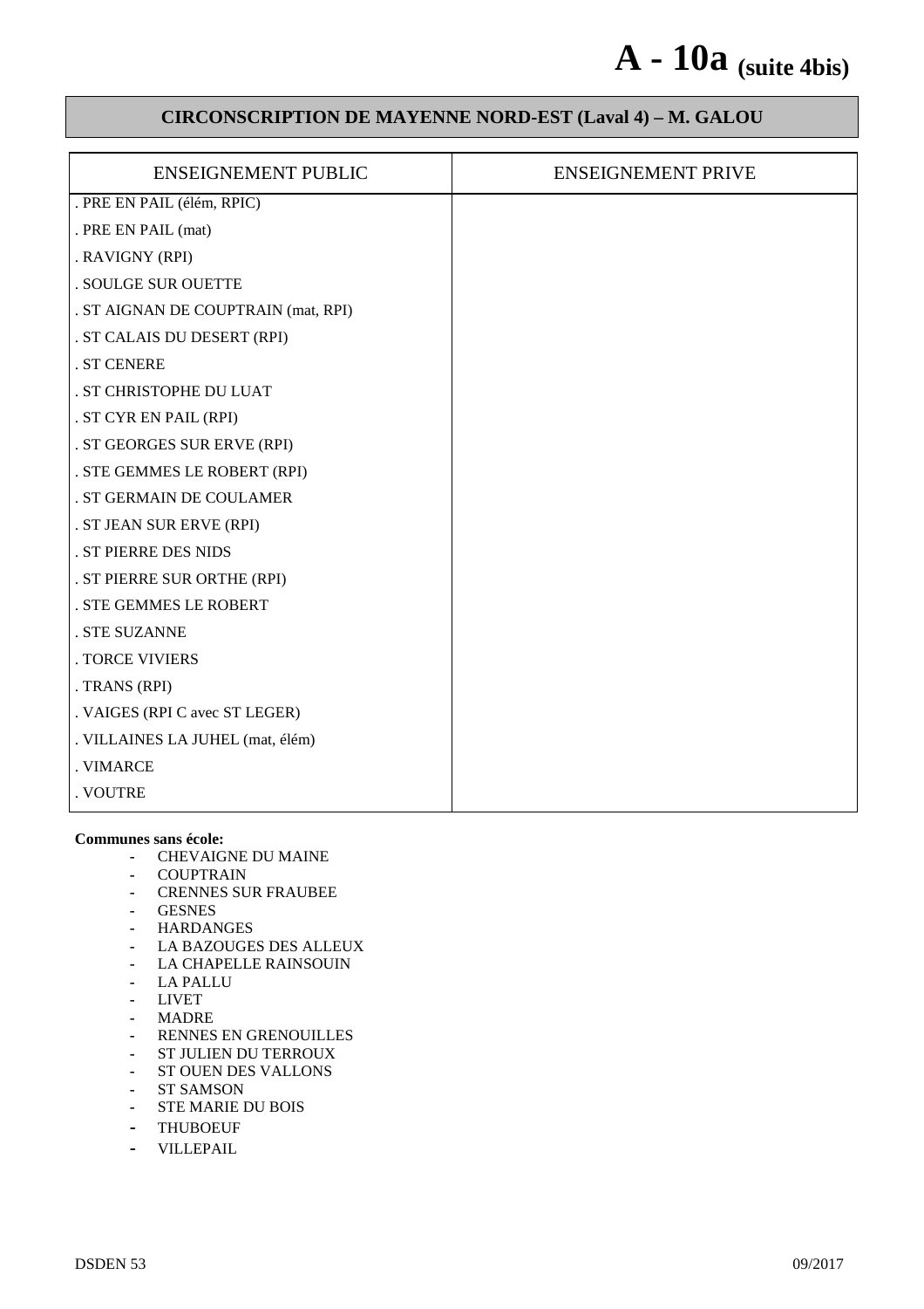# A - 10a (suite 4bis)

## CIRCONSCRIPTION DE MAYENNE NORD-EST (Laval 4) – M. GALOU

| ENSEIGNEMENT PUBLIC | ENSEIGNEMENT PRIVE |
|---|---|
| . PRE EN PAIL (élém, RPIC) | |
| . PRE EN PAIL (mat) | |
| . RAVIGNY (RPI) | |
| . SOULGE SUR OUETTE | |
| . ST AIGNAN DE COUPTRAIN (mat, RPI) | |
| . ST CALAIS DU DESERT (RPI) | |
| . ST CENERE | |
| . ST CHRISTOPHE DU LUAT | |
| . ST CYR EN PAIL (RPI) | |
| . ST GEORGES SUR ERVE (RPI) | |
| . STE GEMMES LE ROBERT (RPI) | |
| . ST GERMAIN DE COULAMER | |
| . ST JEAN SUR ERVE (RPI) | |
| . ST PIERRE DES NIDS | |
| . ST PIERRE SUR ORTHE (RPI) | |
| . STE GEMMES LE ROBERT | |
| . STE SUZANNE | |
| . TORCE VIVIERS | |
| . TRANS (RPI) | |
| . VAIGES (RPI C avec ST LEGER) | |
| . VILLAINES LA JUHEL (mat, élém) | |
| . VIMARCE | |
| . VOUTRE | |

**Communes sans école:**

- CHEVAIGNE DU MAINE
- COUPTRAIN
- CRENNES SUR FRAUBEE
- GESNES
- HARDANGES
- LA BAZOUGES DES ALLEUX
- LA CHAPELLE RAINSOUIN
- LA PALLU
- LIVET
- MADRE
- RENNES EN GRENOUILLES
- ST JULIEN DU TERROUX
- ST OUEN DES VALLONS
- ST SAMSON
- STE MARIE DU BOIS
- THUBOEUF
- VILLEPAIL

DSDEN 53 09/2017